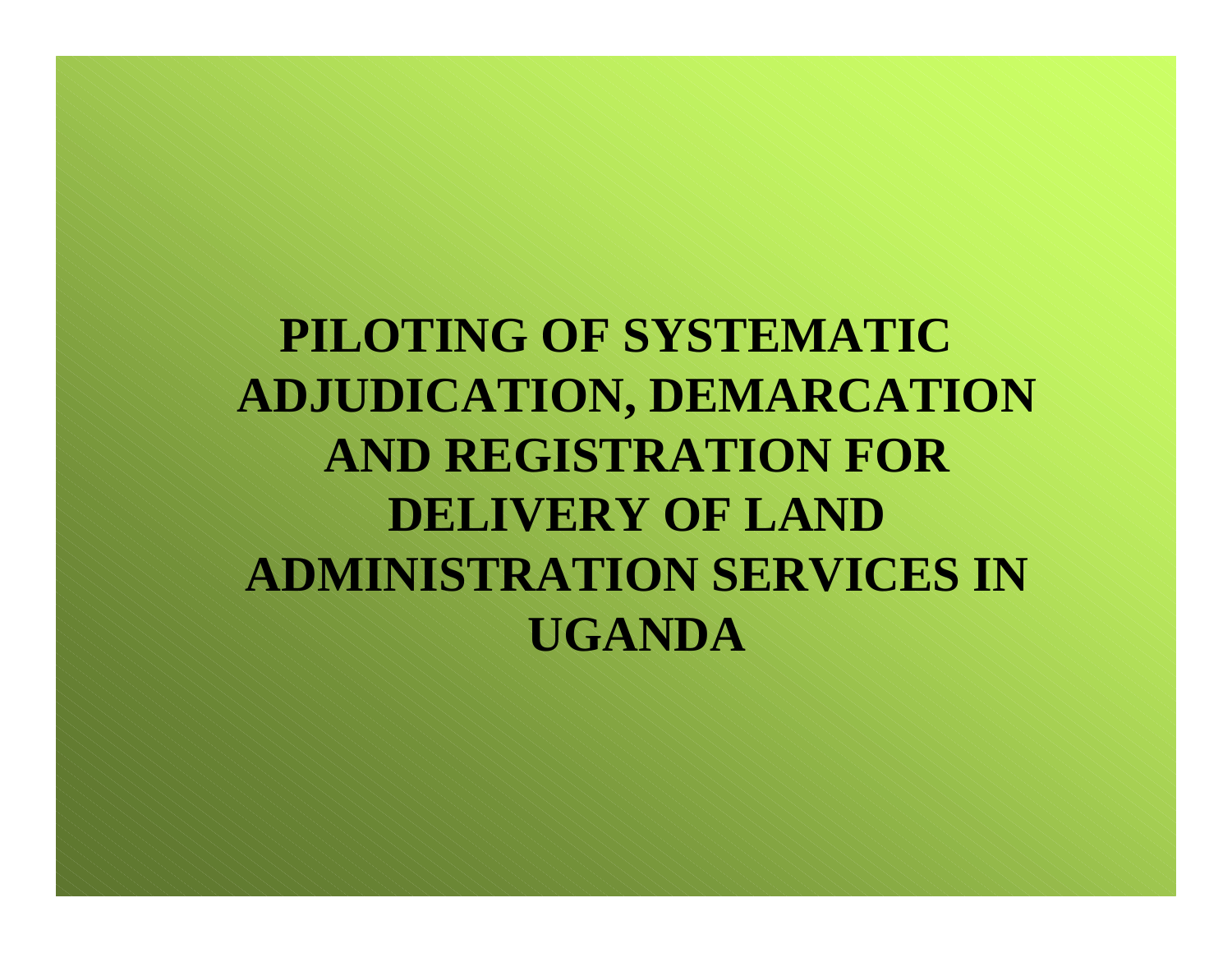# PILOTING OF SYSTEMATIC ADJUDICATION, DEMARCATION AND REGISTRATION FOR DELIVERY OF LAND ADMINISTRATION SERVICES IN UGANDA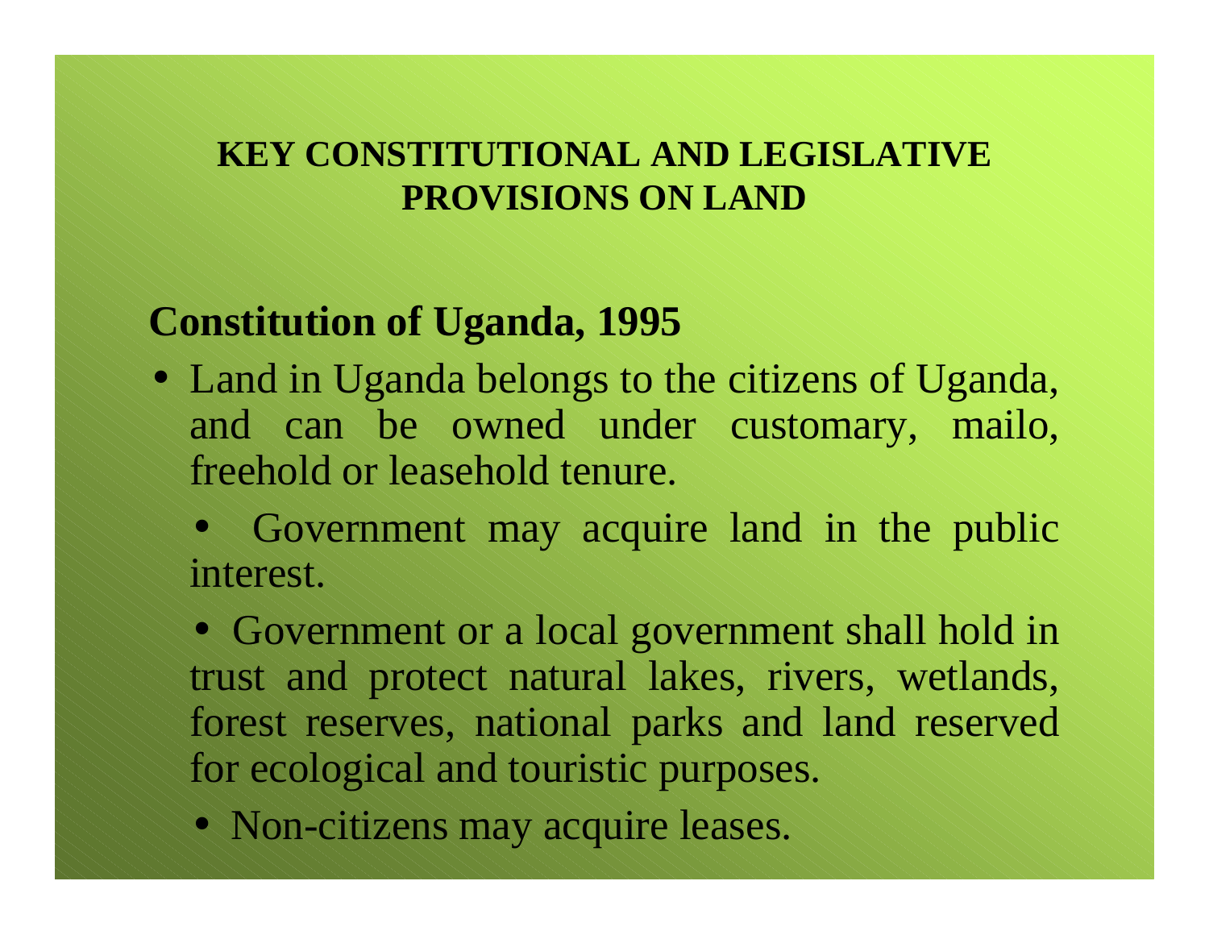# KEY CONSTITUTIONAL AND LEGISLATIVE PROVISIONS ON LAND

## Constitution of Uganda, 1995

- Land in Uganda belongs to the citizens of Uganda, and can be owned under customary, mailo, freehold or leasehold tenure.
- Government may acquire land in the public interest.
- Government or a local government shall hold in trust and protect natural lakes, rivers, wetlands, forest reserves, national parks and land reserved for ecological and touristic purposes.
- Non-citizens may acquire leases.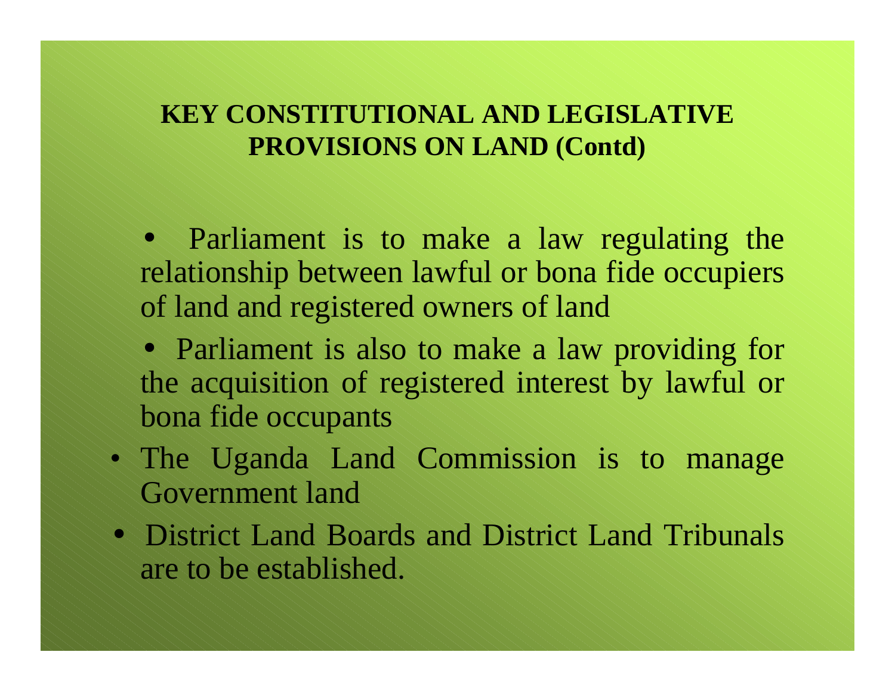## KEY CONSTITUTIONAL AND LEGISLATIVE PROVISIONS ON LAND (Contd)

- Parliament is to make a law regulating the relationship between lawful or bona fide occupiers of land and registered owners of land
- Parliament is also to make a law providing for the acquisition of registered interest by lawful or bona fide occupants
- The Uganda Land Commission is to manage Government land
- District Land Boards and District Land Tribunals are to be established.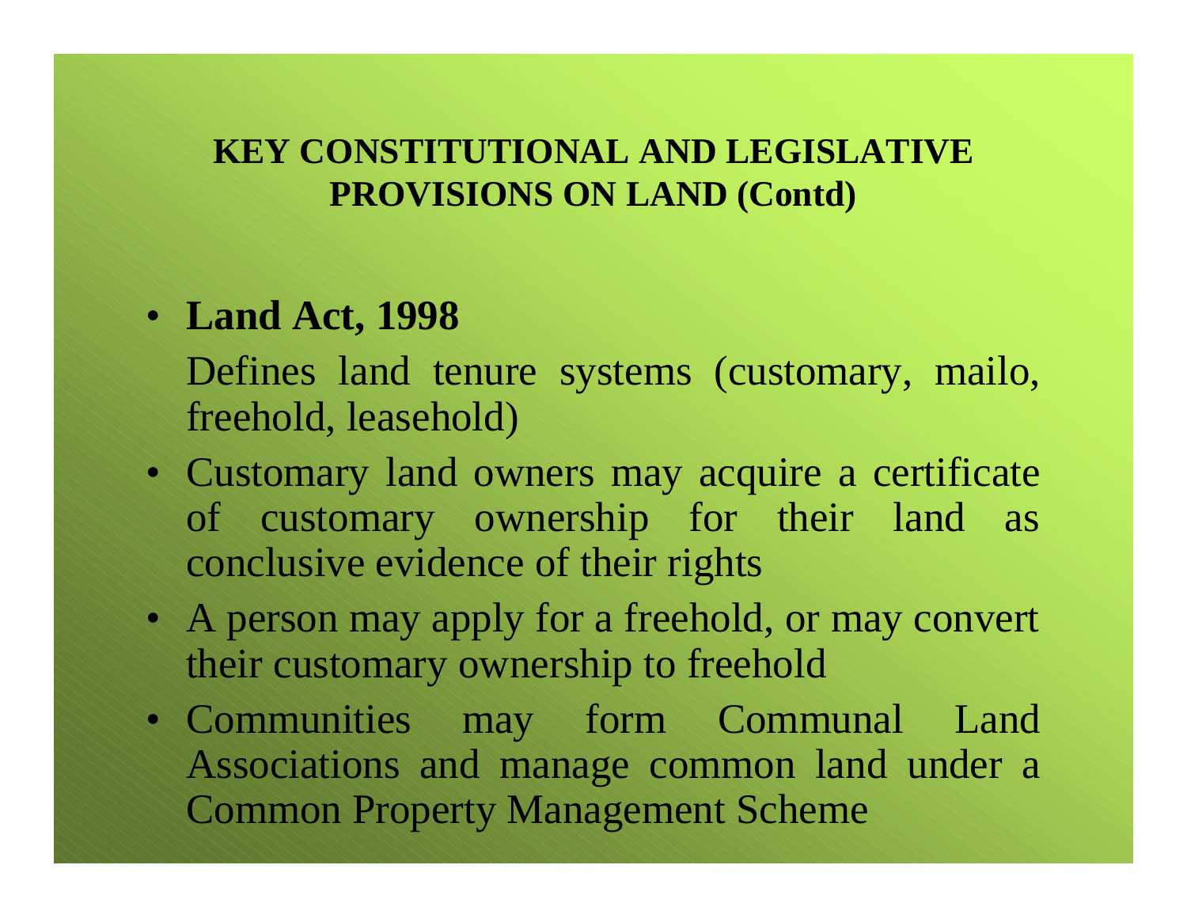## KEY CONSTITUTIONAL AND LEGISLATIVE PROVISIONS ON LAND (Contd)

- **Land Act, 1998**

  Defines land tenure systems (customary, mailo, freehold, leasehold)

- Customary land owners may acquire a certificate of customary ownership for their land as conclusive evidence of their rights
- A person may apply for a freehold, or may convert their customary ownership to freehold
- Communities may form Communal Land Associations and manage common land under a Common Property Management Scheme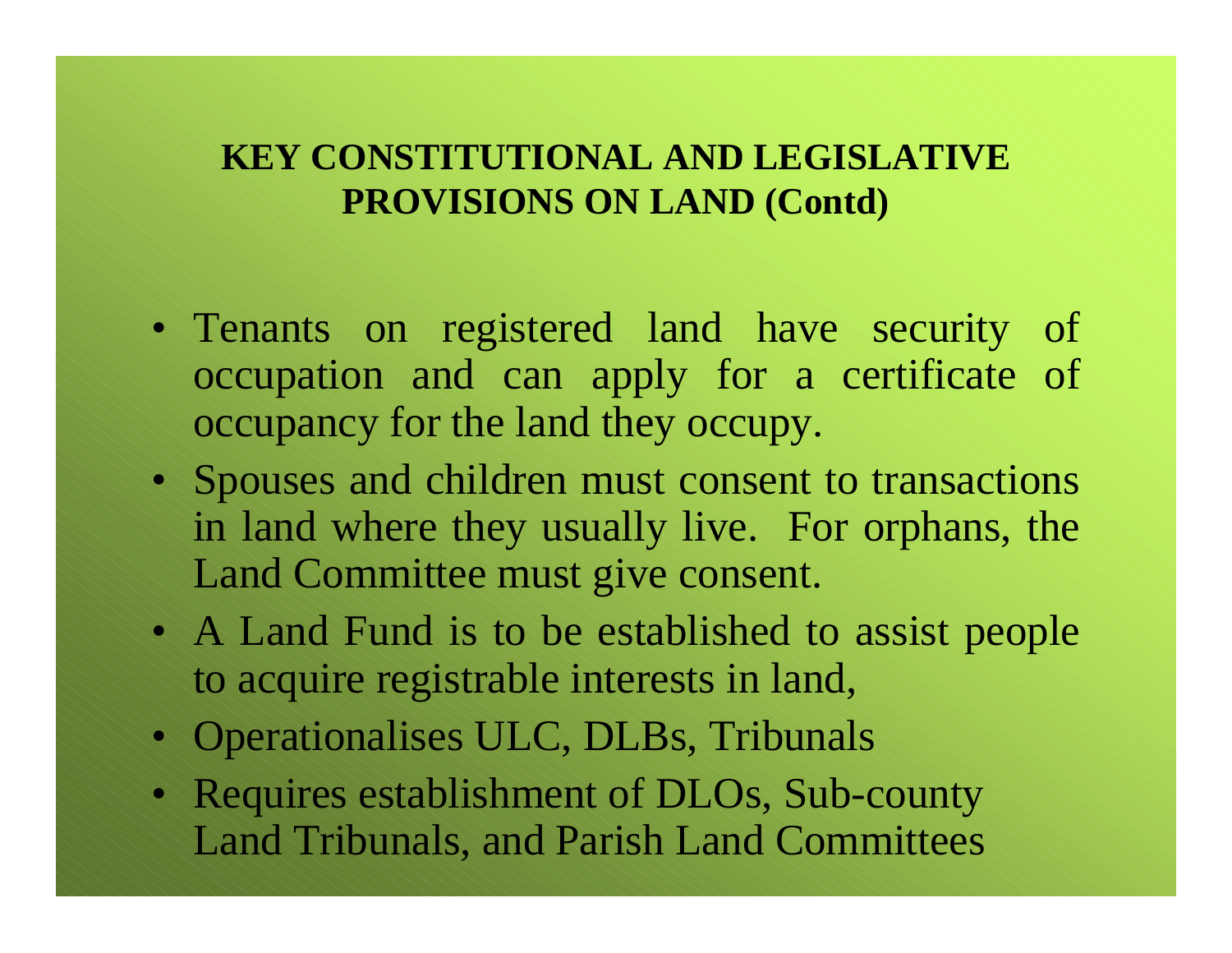## KEY CONSTITUTIONAL AND LEGISLATIVE PROVISIONS ON LAND (Contd)

- Tenants on registered land have security of occupation and can apply for a certificate of occupancy for the land they occupy.
- Spouses and children must consent to transactions in land where they usually live. For orphans, the Land Committee must give consent.
- A Land Fund is to be established to assist people to acquire registrable interests in land,
- Operationalises ULC, DLBs, Tribunals
- Requires establishment of DLOs, Sub-county Land Tribunals, and Parish Land Committees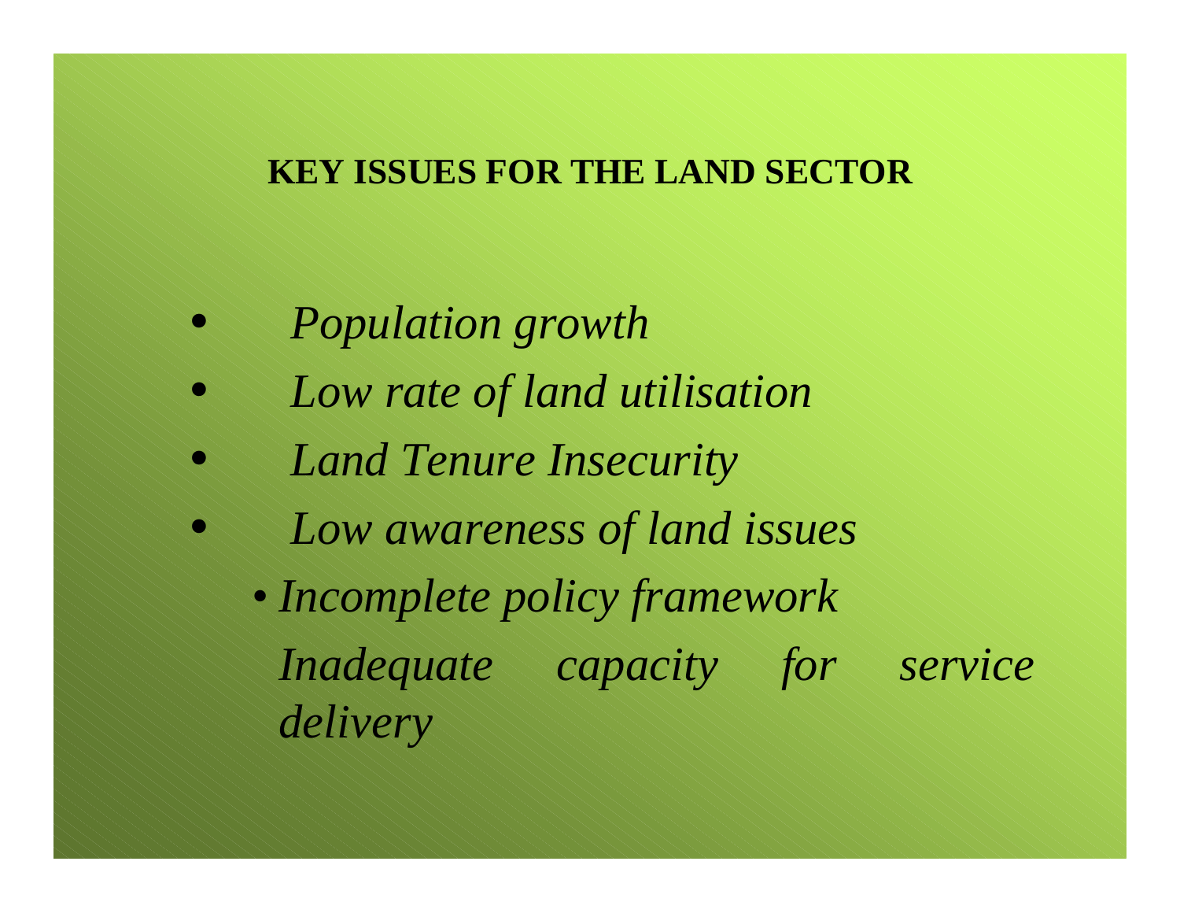## KEY ISSUES FOR THE LAND SECTOR

- *Population growth*
- *Low rate of land utilisation*
- *Land Tenure Insecurity*
- *Low awareness of land issues*
- *Incomplete policy framework*

  *Inadequate capacity for service delivery*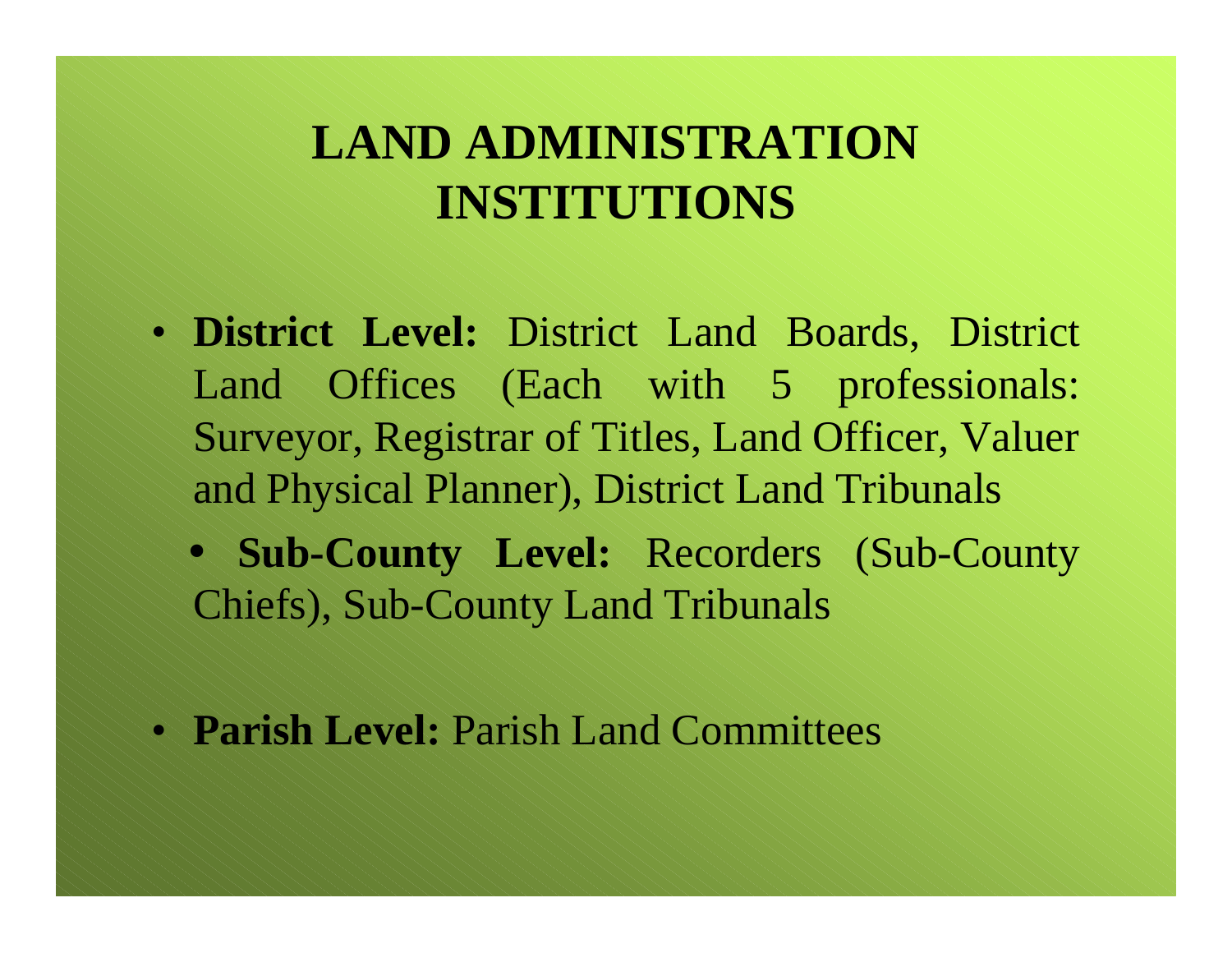# LAND ADMINISTRATION INSTITUTIONS

- **District Level:** District Land Boards, District Land Offices (Each with 5 professionals: Surveyor, Registrar of Titles, Land Officer, Valuer and Physical Planner), District Land Tribunals
- **Sub-County Level:** Recorders (Sub-County Chiefs), Sub-County Land Tribunals
- **Parish Level:** Parish Land Committees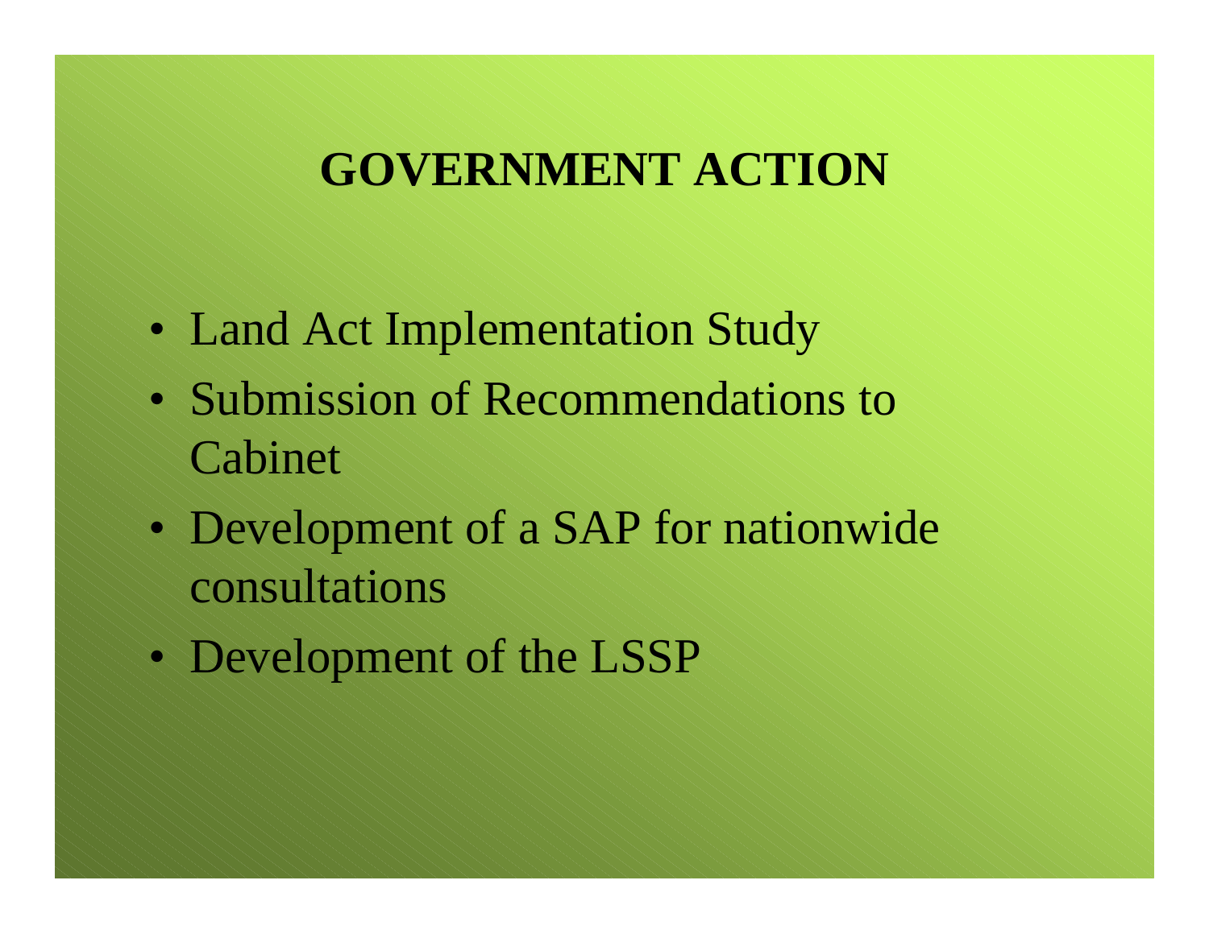# GOVERNMENT ACTION

- Land Act Implementation Study
- Submission of Recommendations to Cabinet
- Development of a SAP for nationwide consultations
- Development of the LSSP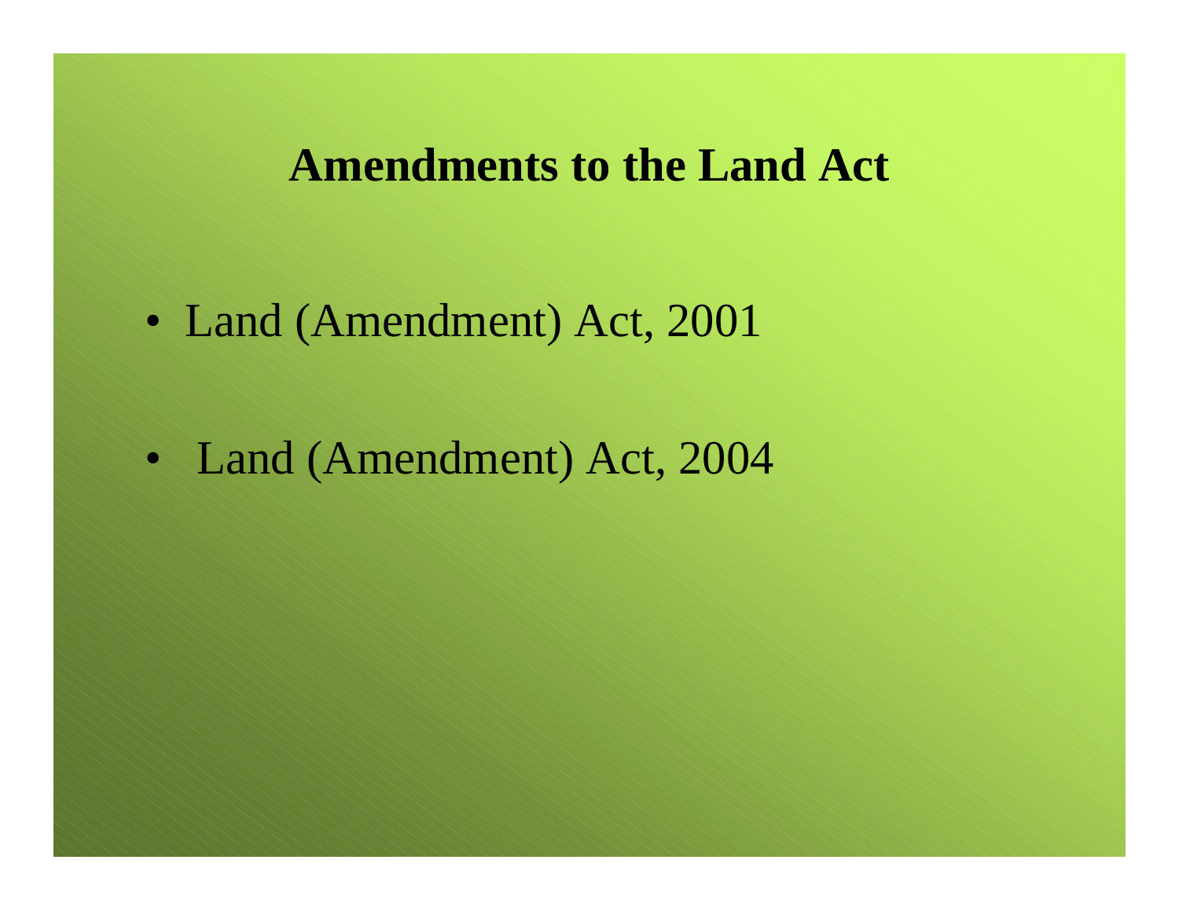# Amendments to the Land Act

- Land (Amendment) Act, 2001
- Land (Amendment) Act, 2004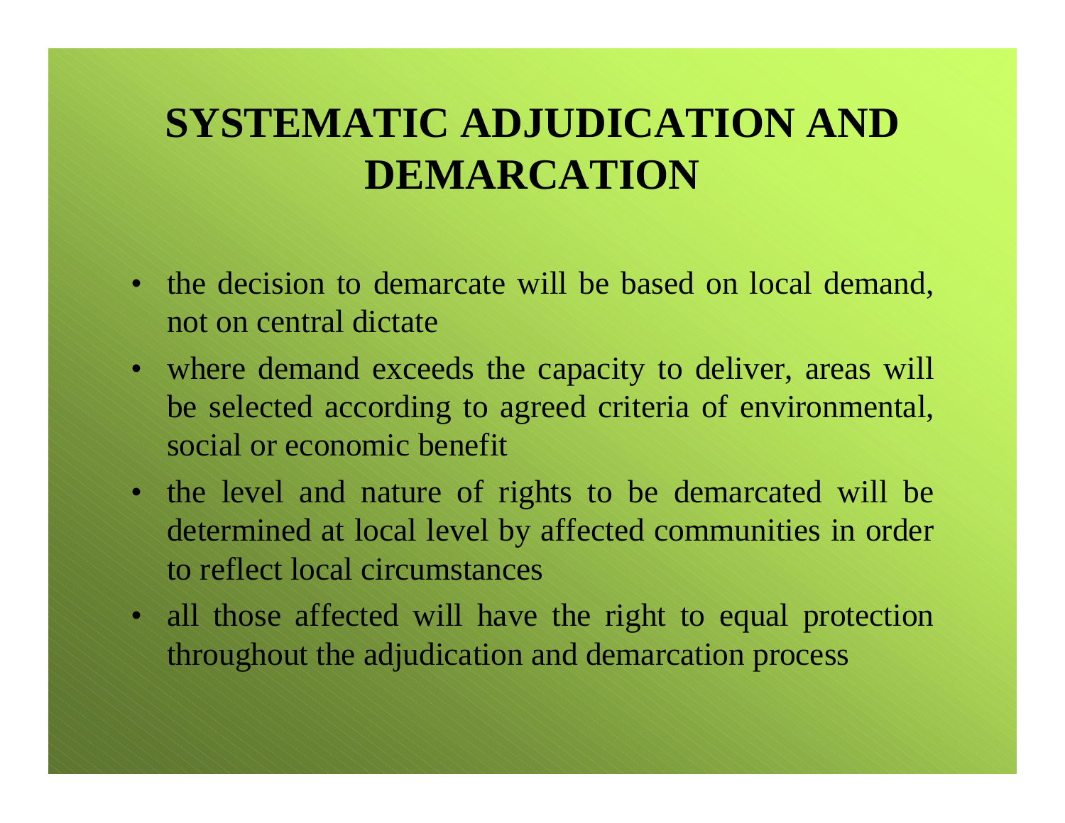# SYSTEMATIC ADJUDICATION AND DEMARCATION

- the decision to demarcate will be based on local demand, not on central dictate
- where demand exceeds the capacity to deliver, areas will be selected according to agreed criteria of environmental, social or economic benefit
- the level and nature of rights to be demarcated will be determined at local level by affected communities in order to reflect local circumstances
- all those affected will have the right to equal protection throughout the adjudication and demarcation process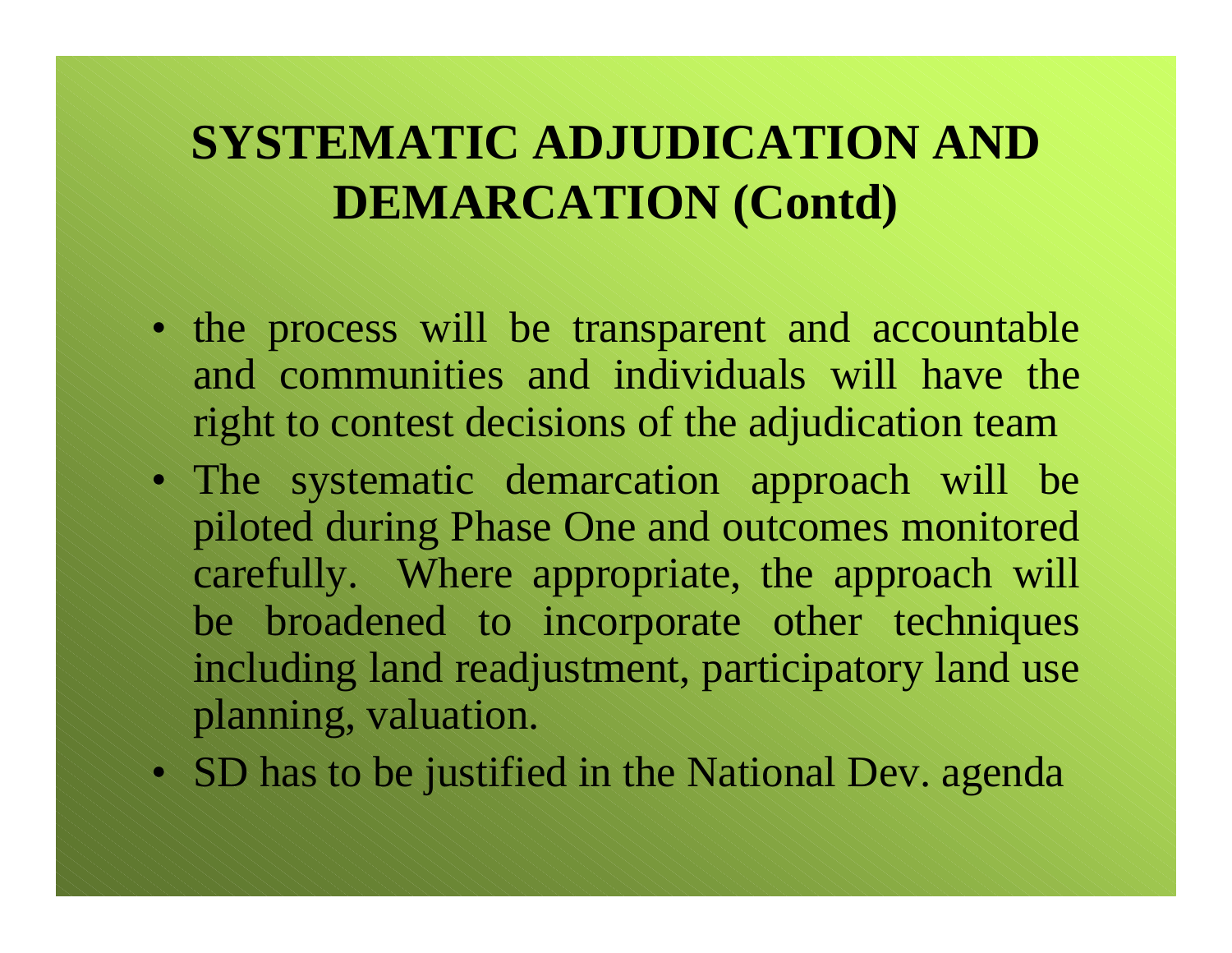# SYSTEMATIC ADJUDICATION AND DEMARCATION (Contd)

- the process will be transparent and accountable and communities and individuals will have the right to contest decisions of the adjudication team
- The systematic demarcation approach will be piloted during Phase One and outcomes monitored carefully. Where appropriate, the approach will be broadened to incorporate other techniques including land readjustment, participatory land use planning, valuation.
- SD has to be justified in the National Dev. agenda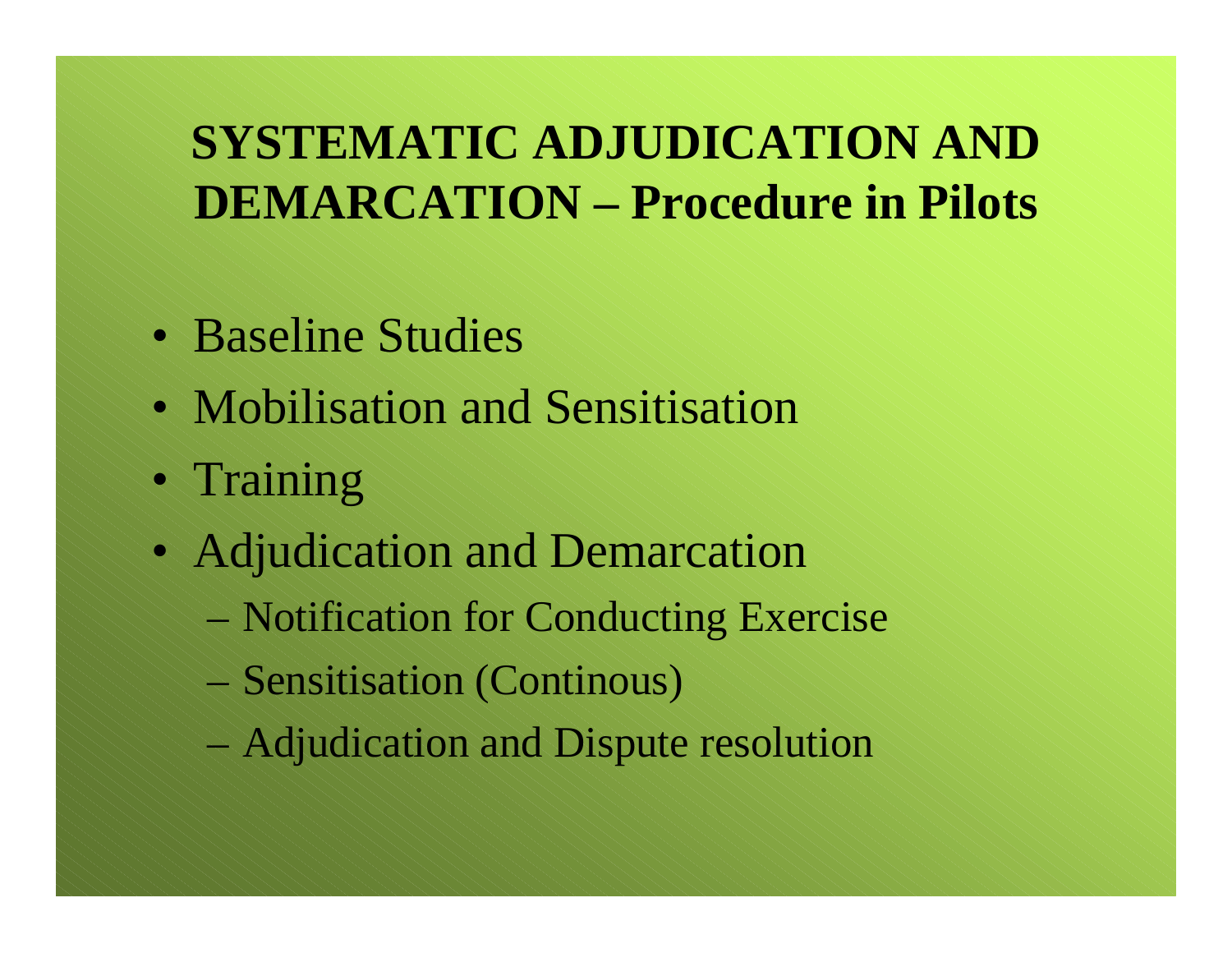# SYSTEMATIC ADJUDICATION AND DEMARCATION – Procedure in Pilots

- Baseline Studies
- Mobilisation and Sensitisation
- Training
- Adjudication and Demarcation
  - Notification for Conducting Exercise
  - Sensitisation (Continous)
  - Adjudication and Dispute resolution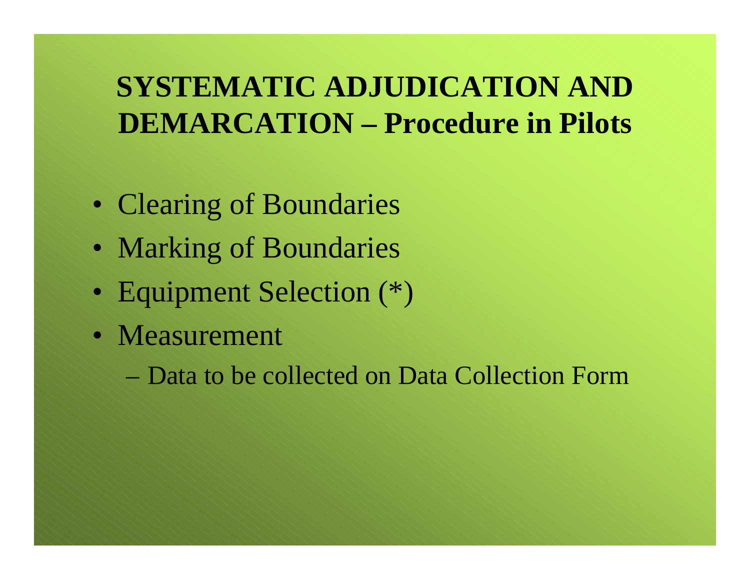# SYSTEMATIC ADJUDICATION AND DEMARCATION – Procedure in Pilots

- Clearing of Boundaries
- Marking of Boundaries
- Equipment Selection (*)
- Measurement
  - Data to be collected on Data Collection Form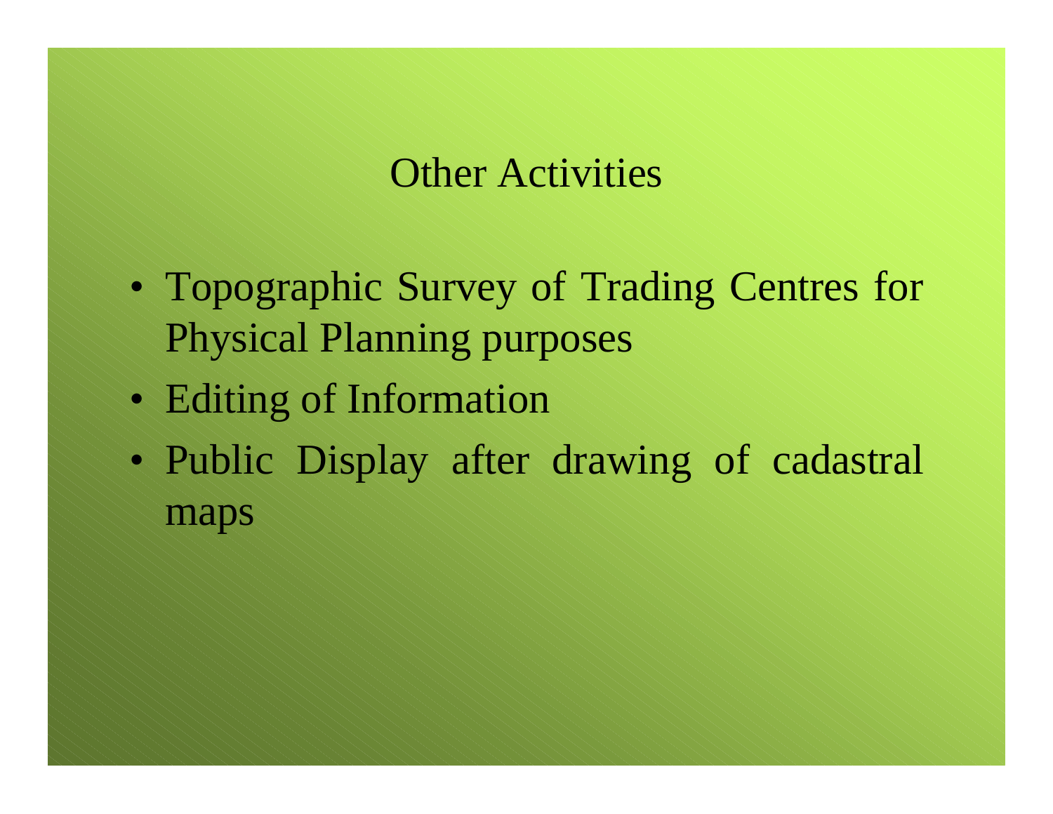# Other Activities

- Topographic Survey of Trading Centres for Physical Planning purposes
- Editing of Information
- Public Display after drawing of cadastral maps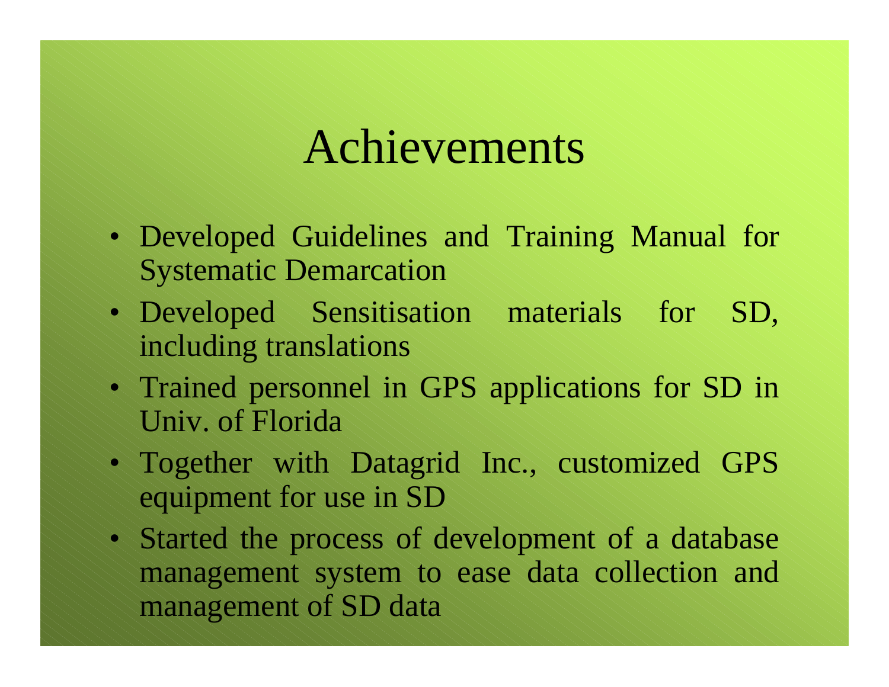# Achievements

- Developed Guidelines and Training Manual for Systematic Demarcation
- Developed Sensitisation materials for SD, including translations
- Trained personnel in GPS applications for SD in Univ. of Florida
- Together with Datagrid Inc., customized GPS equipment for use in SD
- Started the process of development of a database management system to ease data collection and management of SD data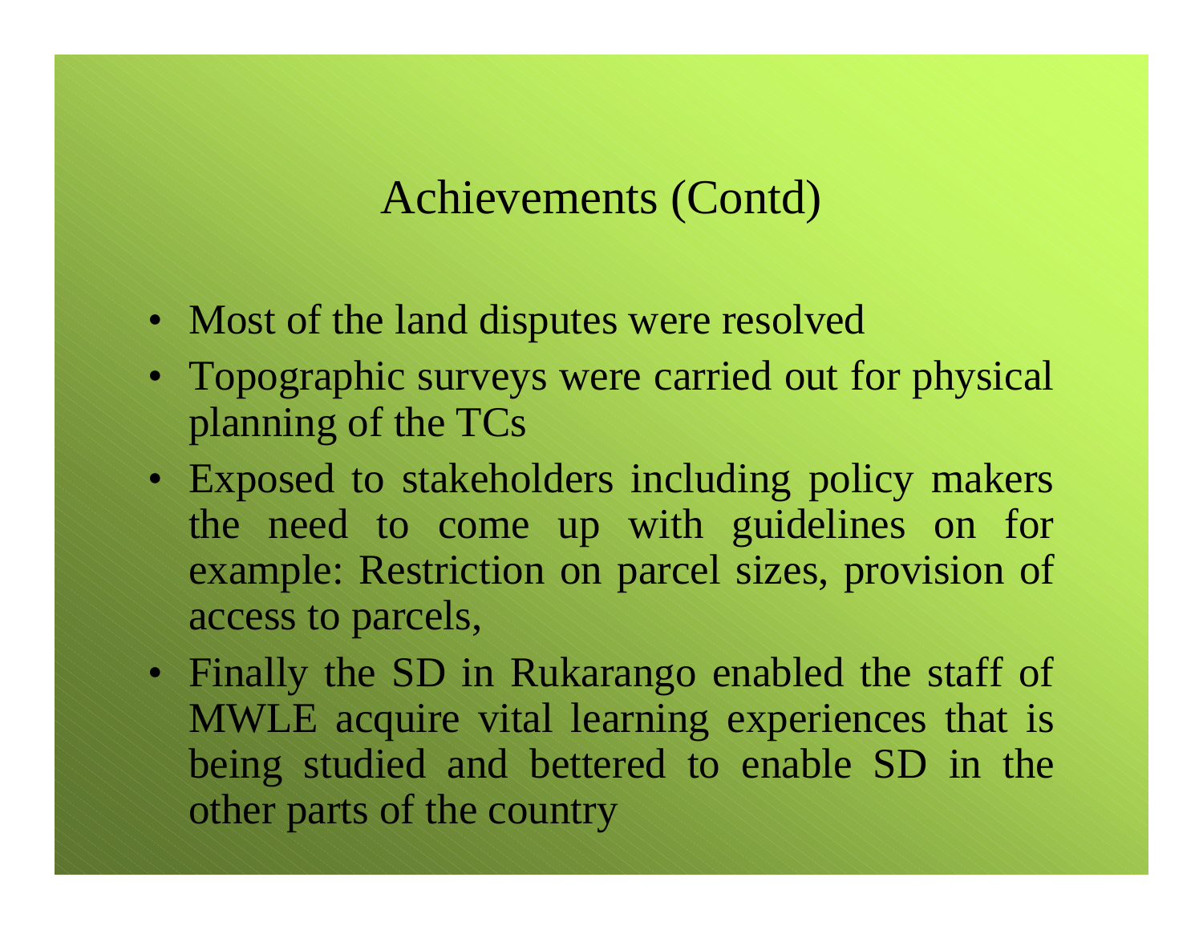# Achievements (Contd)

- Most of the land disputes were resolved
- Topographic surveys were carried out for physical planning of the TCs
- Exposed to stakeholders including policy makers the need to come up with guidelines on for example: Restriction on parcel sizes, provision of access to parcels,
- Finally the SD in Rukarango enabled the staff of MWLE acquire vital learning experiences that is being studied and bettered to enable SD in the other parts of the country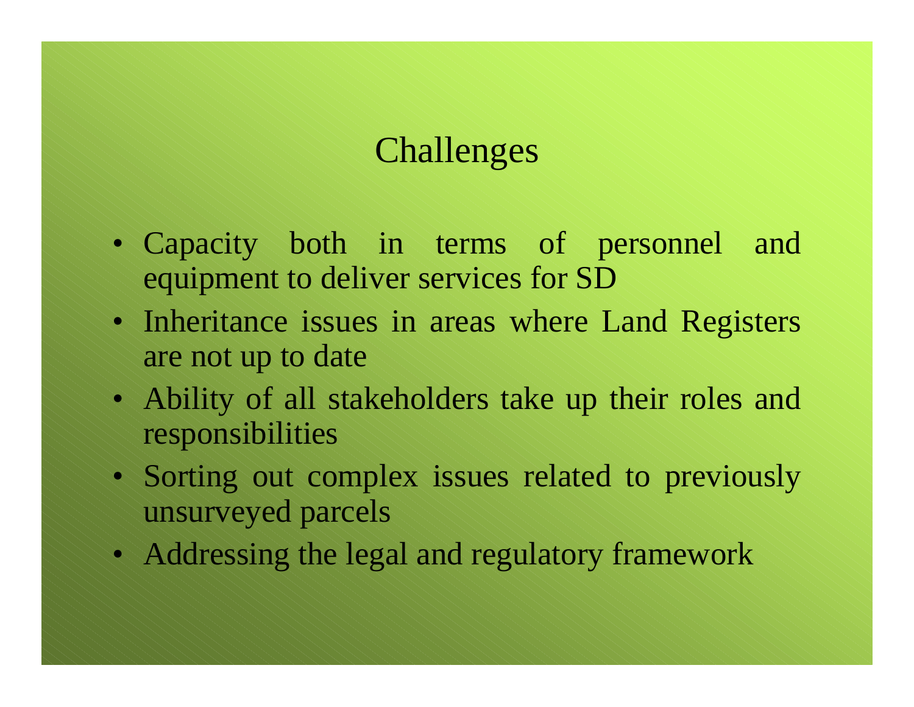# Challenges

- Capacity both in terms of personnel and equipment to deliver services for SD
- Inheritance issues in areas where Land Registers are not up to date
- Ability of all stakeholders take up their roles and responsibilities
- Sorting out complex issues related to previously unsurveyed parcels
- Addressing the legal and regulatory framework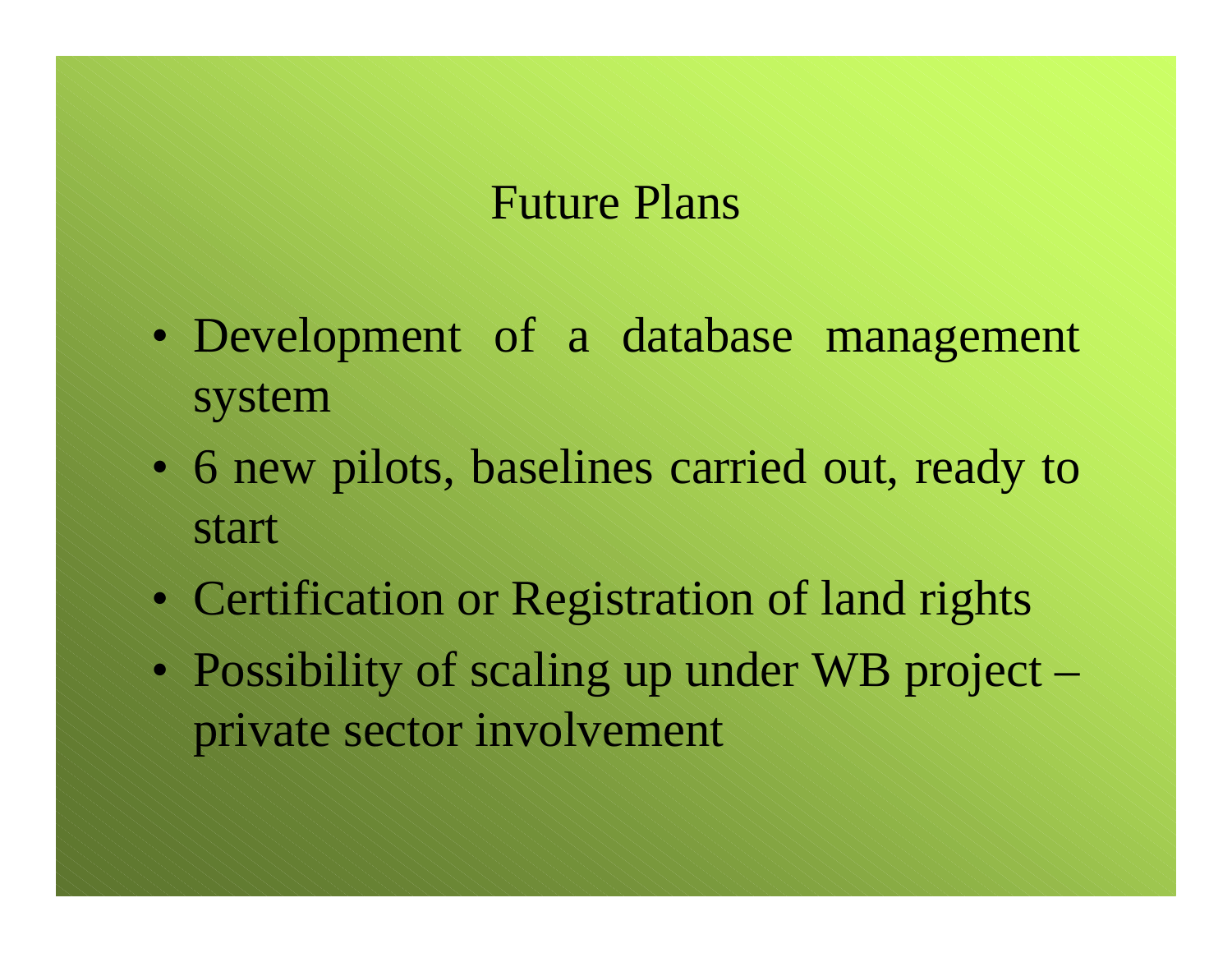# Future Plans

- Development of a database management system
- 6 new pilots, baselines carried out, ready to start
- Certification or Registration of land rights
- Possibility of scaling up under WB project – private sector involvement